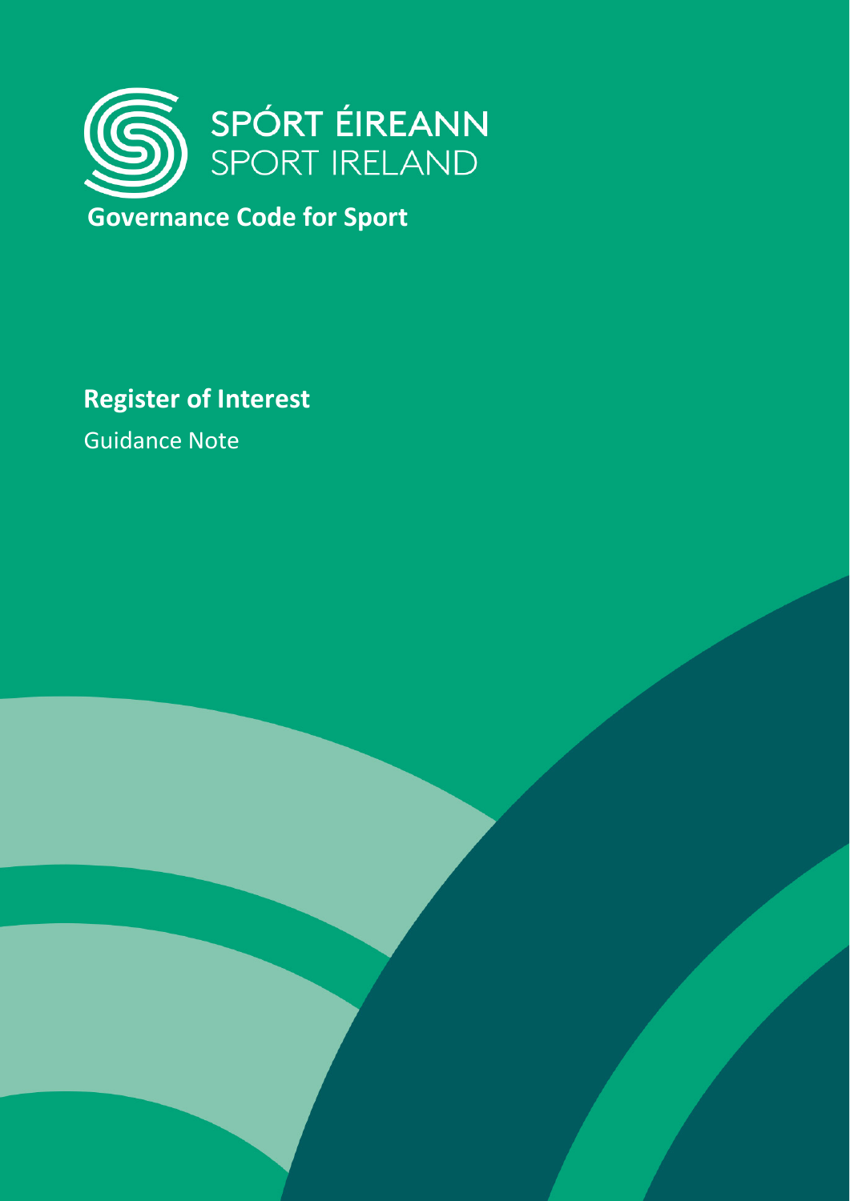SPÓRT ÉIREANN
SPORT IRELAND

**Governance Code for Sport**

# Register of Interest

Guidance Note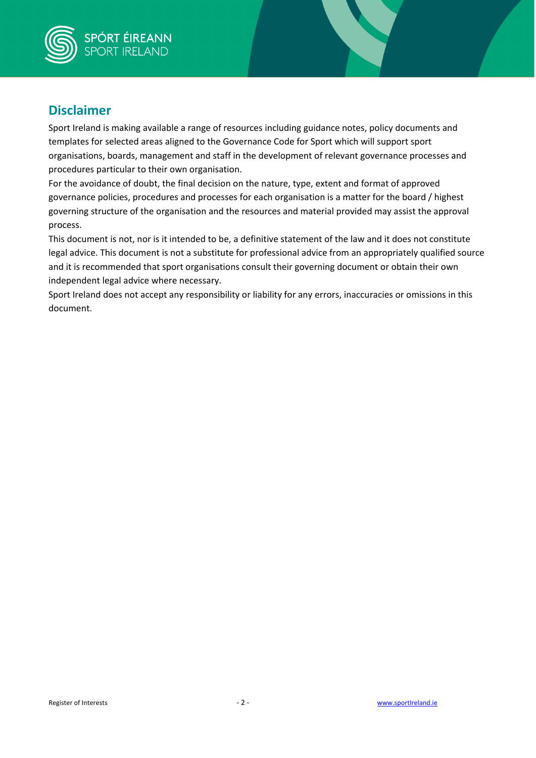## Disclaimer

Sport Ireland is making available a range of resources including guidance notes, policy documents and templates for selected areas aligned to the Governance Code for Sport which will support sport organisations, boards, management and staff in the development of relevant governance processes and procedures particular to their own organisation.

For the avoidance of doubt, the final decision on the nature, type, extent and format of approved governance policies, procedures and processes for each organisation is a matter for the board / highest governing structure of the organisation and the resources and material provided may assist the approval process.

This document is not, nor is it intended to be, a definitive statement of the law and it does not constitute legal advice. This document is not a substitute for professional advice from an appropriately qualified source and it is recommended that sport organisations consult their governing document or obtain their own independent legal advice where necessary.

Sport Ireland does not accept any responsibility or liability for any errors, inaccuracies or omissions in this document.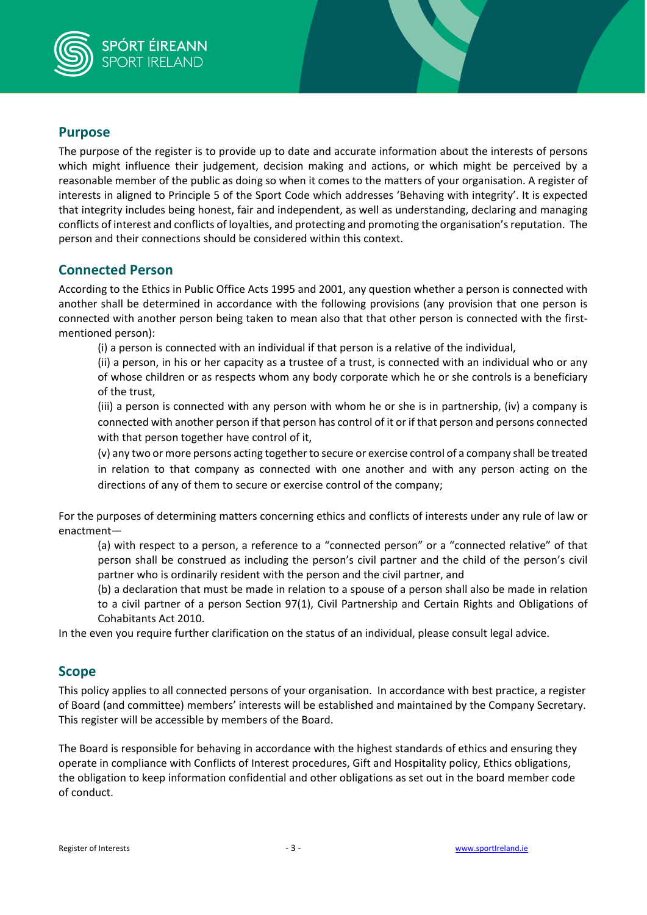## Purpose

The purpose of the register is to provide up to date and accurate information about the interests of persons which might influence their judgement, decision making and actions, or which might be perceived by a reasonable member of the public as doing so when it comes to the matters of your organisation. A register of interests in aligned to Principle 5 of the Sport Code which addresses 'Behaving with integrity'. It is expected that integrity includes being honest, fair and independent, as well as understanding, declaring and managing conflicts of interest and conflicts of loyalties, and protecting and promoting the organisation's reputation. The person and their connections should be considered within this context.

## Connected Person

According to the Ethics in Public Office Acts 1995 and 2001, any question whether a person is connected with another shall be determined in accordance with the following provisions (any provision that one person is connected with another person being taken to mean also that that other person is connected with the first-mentioned person):

(i) a person is connected with an individual if that person is a relative of the individual,

(ii) a person, in his or her capacity as a trustee of a trust, is connected with an individual who or any of whose children or as respects whom any body corporate which he or she controls is a beneficiary of the trust,

(iii) a person is connected with any person with whom he or she is in partnership, (iv) a company is connected with another person if that person has control of it or if that person and persons connected with that person together have control of it,

(v) any two or more persons acting together to secure or exercise control of a company shall be treated in relation to that company as connected with one another and with any person acting on the directions of any of them to secure or exercise control of the company;

For the purposes of determining matters concerning ethics and conflicts of interests under any rule of law or enactment—

(a) with respect to a person, a reference to a "connected person" or a "connected relative" of that person shall be construed as including the person's civil partner and the child of the person's civil partner who is ordinarily resident with the person and the civil partner, and

(b) a declaration that must be made in relation to a spouse of a person shall also be made in relation to a civil partner of a person Section 97(1), Civil Partnership and Certain Rights and Obligations of Cohabitants Act 2010.

In the even you require further clarification on the status of an individual, please consult legal advice.

## Scope

This policy applies to all connected persons of your organisation. In accordance with best practice, a register of Board (and committee) members' interests will be established and maintained by the Company Secretary. This register will be accessible by members of the Board.

The Board is responsible for behaving in accordance with the highest standards of ethics and ensuring they operate in compliance with Conflicts of Interest procedures, Gift and Hospitality policy, Ethics obligations, the obligation to keep information confidential and other obligations as set out in the board member code of conduct.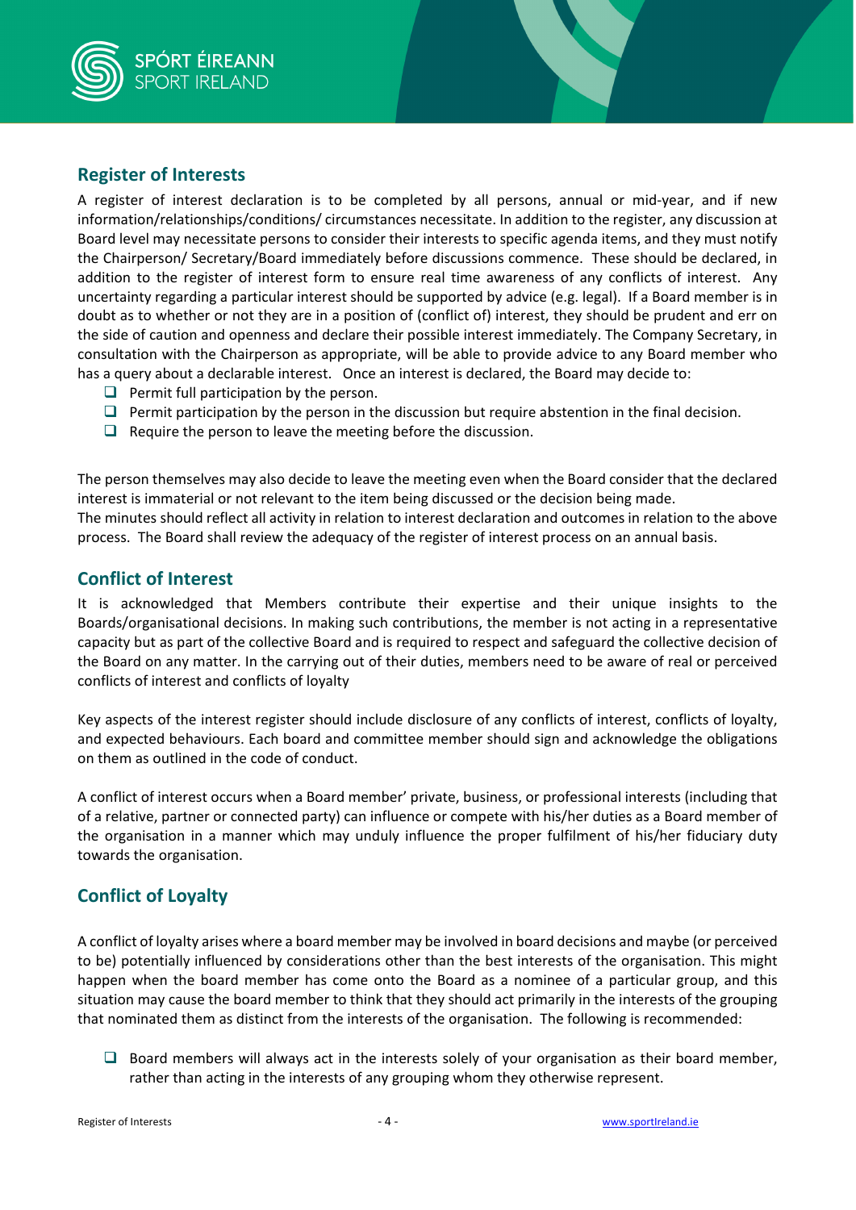## Register of Interests

A register of interest declaration is to be completed by all persons, annual or mid-year, and if new information/relationships/conditions/ circumstances necessitate. In addition to the register, any discussion at Board level may necessitate persons to consider their interests to specific agenda items, and they must notify the Chairperson/ Secretary/Board immediately before discussions commence. These should be declared, in addition to the register of interest form to ensure real time awareness of any conflicts of interest. Any uncertainty regarding a particular interest should be supported by advice (e.g. legal). If a Board member is in doubt as to whether or not they are in a position of (conflict of) interest, they should be prudent and err on the side of caution and openness and declare their possible interest immediately. The Company Secretary, in consultation with the Chairperson as appropriate, will be able to provide advice to any Board member who has a query about a declarable interest. Once an interest is declared, the Board may decide to:

- Permit full participation by the person.
- Permit participation by the person in the discussion but require abstention in the final decision.
- Require the person to leave the meeting before the discussion.

The person themselves may also decide to leave the meeting even when the Board consider that the declared interest is immaterial or not relevant to the item being discussed or the decision being made.
The minutes should reflect all activity in relation to interest declaration and outcomes in relation to the above process. The Board shall review the adequacy of the register of interest process on an annual basis.

## Conflict of Interest

It is acknowledged that Members contribute their expertise and their unique insights to the Boards/organisational decisions. In making such contributions, the member is not acting in a representative capacity but as part of the collective Board and is required to respect and safeguard the collective decision of the Board on any matter. In the carrying out of their duties, members need to be aware of real or perceived conflicts of interest and conflicts of loyalty

Key aspects of the interest register should include disclosure of any conflicts of interest, conflicts of loyalty, and expected behaviours. Each board and committee member should sign and acknowledge the obligations on them as outlined in the code of conduct.

A conflict of interest occurs when a Board member' private, business, or professional interests (including that of a relative, partner or connected party) can influence or compete with his/her duties as a Board member of the organisation in a manner which may unduly influence the proper fulfilment of his/her fiduciary duty towards the organisation.

## Conflict of Loyalty

A conflict of loyalty arises where a board member may be involved in board decisions and maybe (or perceived to be) potentially influenced by considerations other than the best interests of the organisation. This might happen when the board member has come onto the Board as a nominee of a particular group, and this situation may cause the board member to think that they should act primarily in the interests of the grouping that nominated them as distinct from the interests of the organisation. The following is recommended:

- Board members will always act in the interests solely of your organisation as their board member, rather than acting in the interests of any grouping whom they otherwise represent.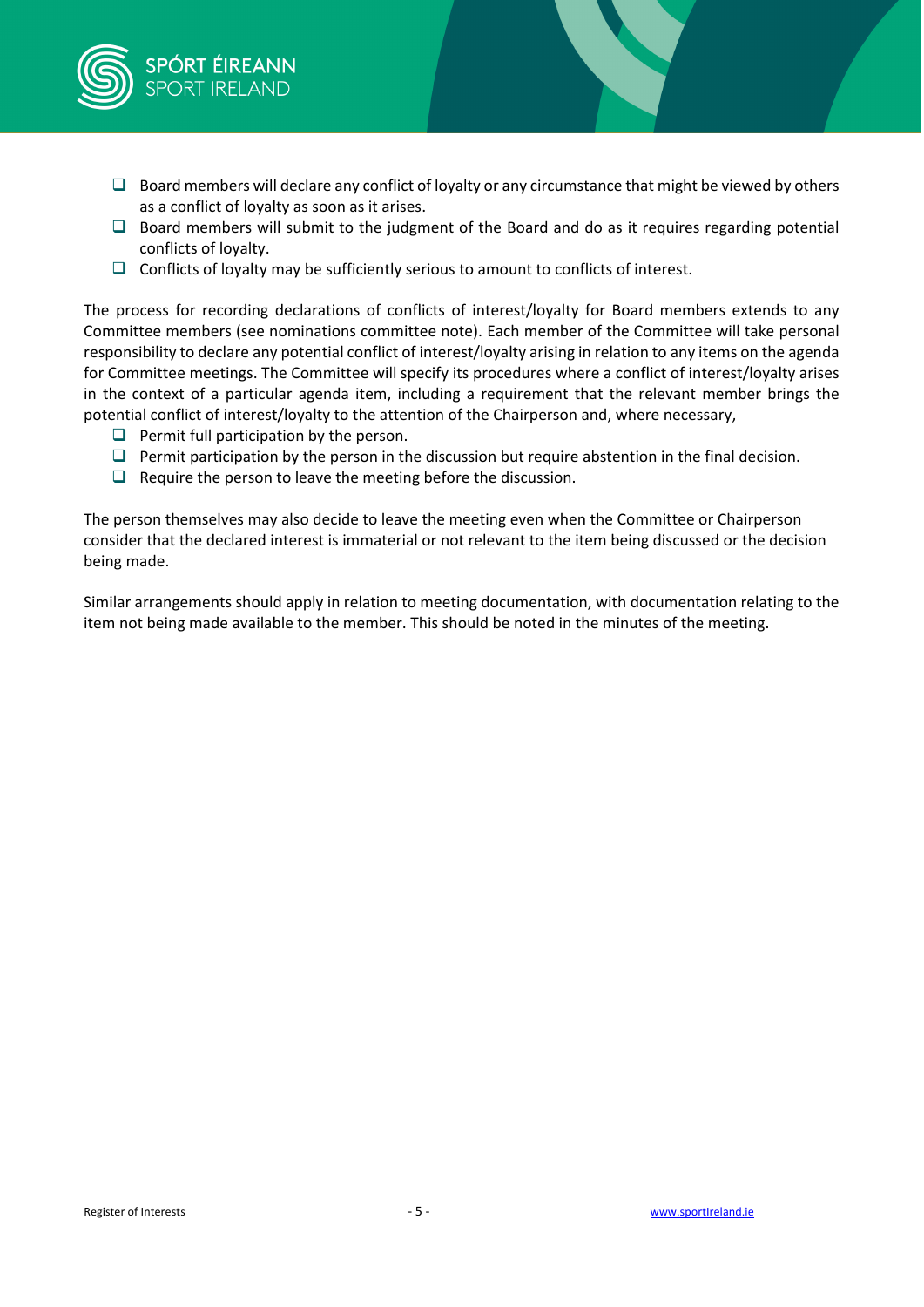- Board members will declare any conflict of loyalty or any circumstance that might be viewed by others as a conflict of loyalty as soon as it arises.
- Board members will submit to the judgment of the Board and do as it requires regarding potential conflicts of loyalty.
- Conflicts of loyalty may be sufficiently serious to amount to conflicts of interest.

The process for recording declarations of conflicts of interest/loyalty for Board members extends to any Committee members (see nominations committee note). Each member of the Committee will take personal responsibility to declare any potential conflict of interest/loyalty arising in relation to any items on the agenda for Committee meetings. The Committee will specify its procedures where a conflict of interest/loyalty arises in the context of a particular agenda item, including a requirement that the relevant member brings the potential conflict of interest/loyalty to the attention of the Chairperson and, where necessary,

- Permit full participation by the person.
- Permit participation by the person in the discussion but require abstention in the final decision.
- Require the person to leave the meeting before the discussion.

The person themselves may also decide to leave the meeting even when the Committee or Chairperson consider that the declared interest is immaterial or not relevant to the item being discussed or the decision being made.

Similar arrangements should apply in relation to meeting documentation, with documentation relating to the item not being made available to the member. This should be noted in the minutes of the meeting.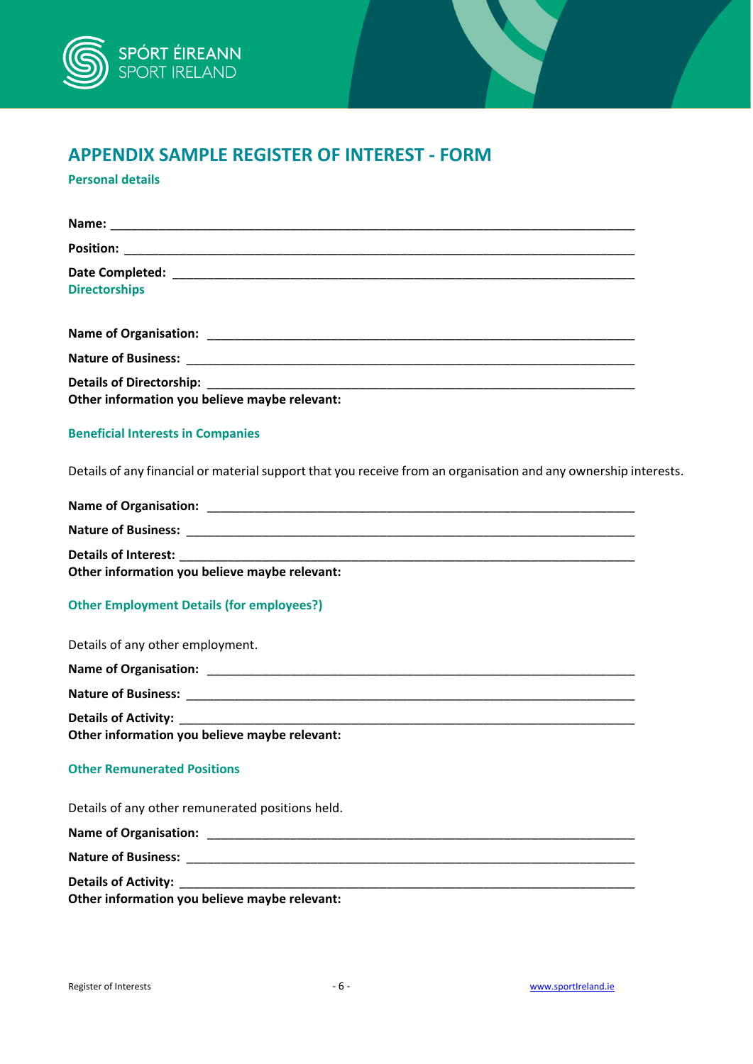# APPENDIX SAMPLE REGISTER OF INTEREST - FORM

## Personal details

**Name:** ___________________________________________________________________________

**Position:** _________________________________________________________________________

**Date Completed:** ___________________________________________________________________

## Directorships

**Name of Organisation:** ______________________________________________________________

**Nature of Business:** ________________________________________________________________

**Details of Directorship:** _____________________________________________________________

**Other information you believe maybe relevant:**

## Beneficial Interests in Companies

Details of any financial or material support that you receive from an organisation and any ownership interests.

**Name of Organisation:** ______________________________________________________________

**Nature of Business:** ________________________________________________________________

**Details of Interest:** _________________________________________________________________

**Other information you believe maybe relevant:**

## Other Employment Details (for employees?)

Details of any other employment.

**Name of Organisation:** ______________________________________________________________

**Nature of Business:** ________________________________________________________________

**Details of Activity:** _________________________________________________________________

**Other information you believe maybe relevant:**

## Other Remunerated Positions

Details of any other remunerated positions held.

**Name of Organisation:** ______________________________________________________________

**Nature of Business:** ________________________________________________________________

**Details of Activity:** _________________________________________________________________

**Other information you believe maybe relevant:**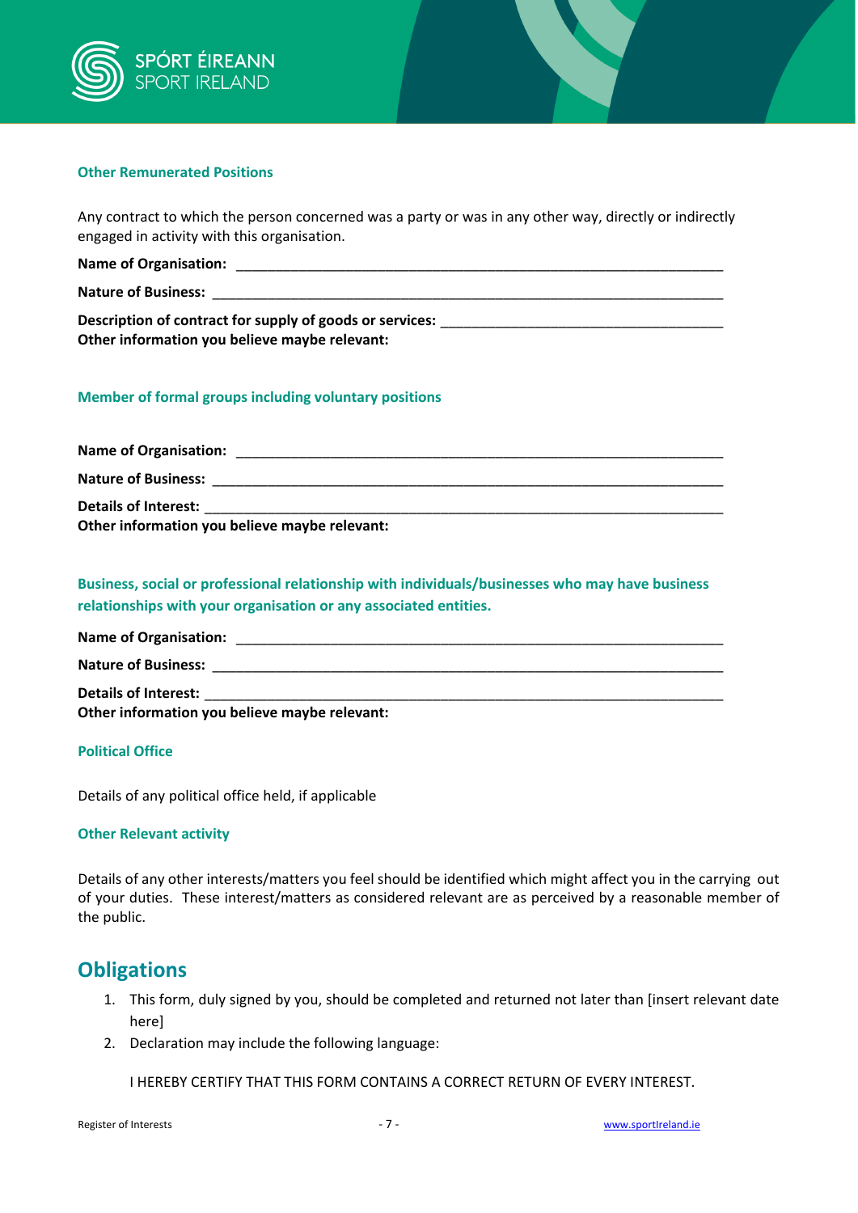### Other Remunerated Positions

Any contract to which the person concerned was a party or was in any other way, directly or indirectly engaged in activity with this organisation.

**Name of Organisation:** ___________________________________________________________

**Nature of Business:** _____________________________________________________________

**Description of contract for supply of goods or services:** ___________________________________
**Other information you believe maybe relevant:**

### Member of formal groups including voluntary positions

**Name of Organisation:** ___________________________________________________________

**Nature of Business:** _____________________________________________________________

**Details of Interest:** ______________________________________________________________
**Other information you believe maybe relevant:**

### Business, social or professional relationship with individuals/businesses who may have business relationships with your organisation or any associated entities.

**Name of Organisation:** ___________________________________________________________

**Nature of Business:** _____________________________________________________________

**Details of Interest:** ______________________________________________________________
**Other information you believe maybe relevant:**

### Political Office

Details of any political office held, if applicable

### Other Relevant activity

Details of any other interests/matters you feel should be identified which might affect you in the carrying out of your duties. These interest/matters as considered relevant are as perceived by a reasonable member of the public.

## Obligations

1. This form, duly signed by you, should be completed and returned not later than [insert relevant date here]
2. Declaration may include the following language:

   I HEREBY CERTIFY THAT THIS FORM CONTAINS A CORRECT RETURN OF EVERY INTEREST.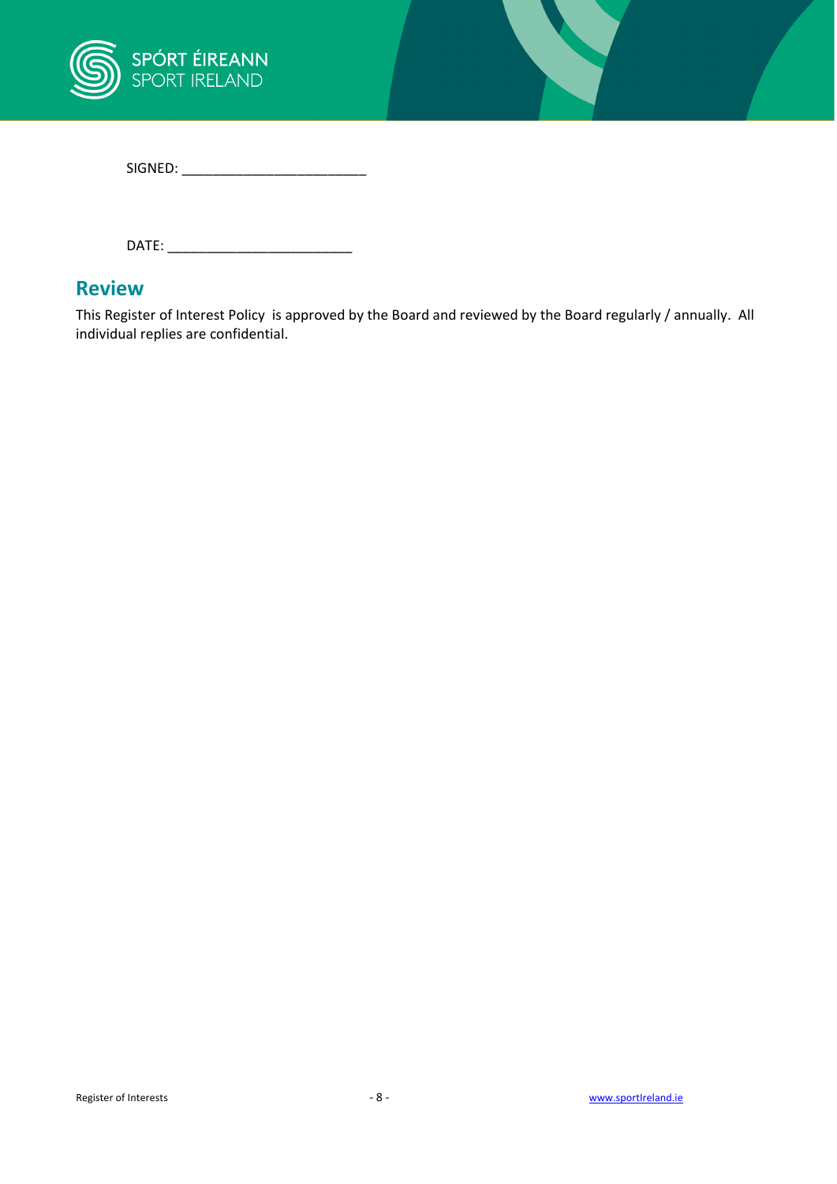SIGNED: ________________________

DATE: ________________________

## Review

This Register of Interest Policy is approved by the Board and reviewed by the Board regularly / annually. All individual replies are confidential.